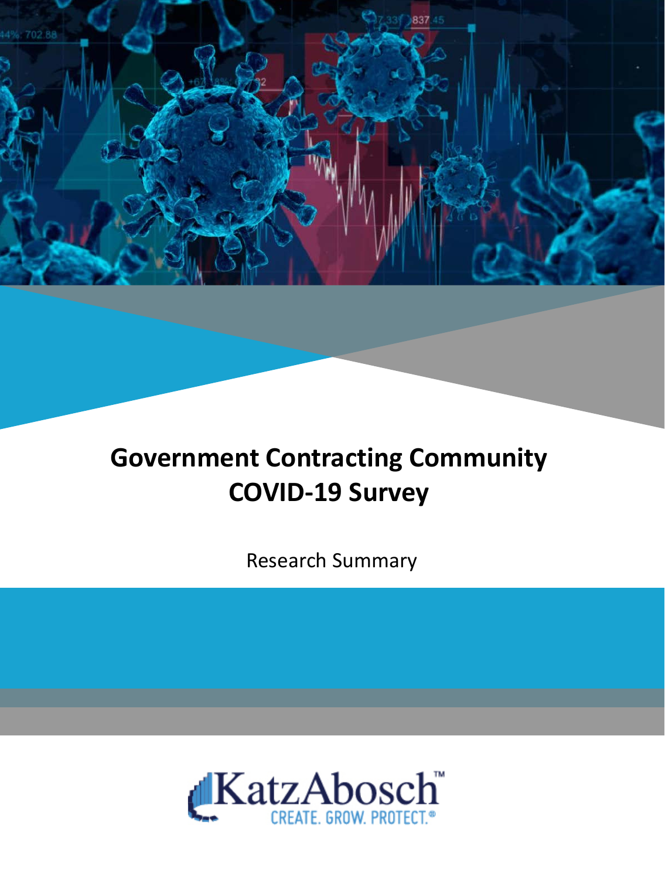# Government Contracting Community COVID-19 Survey

Research Summary

KatzAbosch™

CREATE. GROW. PROTECT.®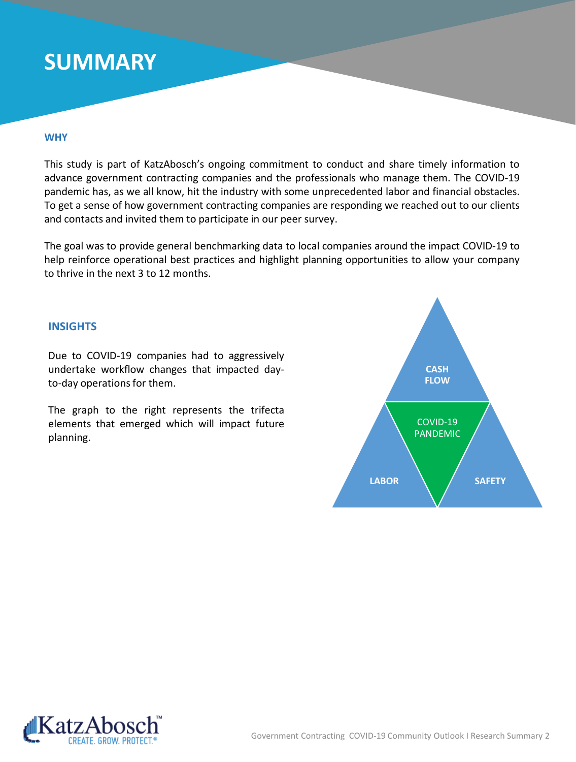# SUMMARY

### WHY

This study is part of KatzAbosch's ongoing commitment to conduct and share timely information to advance government contracting companies and the professionals who manage them. The COVID-19 pandemic has, as we all know, hit the industry with some unprecedented labor and financial obstacles. To get a sense of how government contracting companies are responding we reached out to our clients and contacts and invited them to participate in our peer survey.

The goal was to provide general benchmarking data to local companies around the impact COVID-19 to help reinforce operational best practices and highlight planning opportunities to allow your company to thrive in the next 3 to 12 months.

### INSIGHTS

Due to COVID-19 companies had to aggressively undertake workflow changes that impacted day-to-day operations for them.

The graph to the right represents the trifecta elements that emerged which will impact future planning.

CASH FLOW

COVID-19 PANDEMIC

LABOR

SAFETY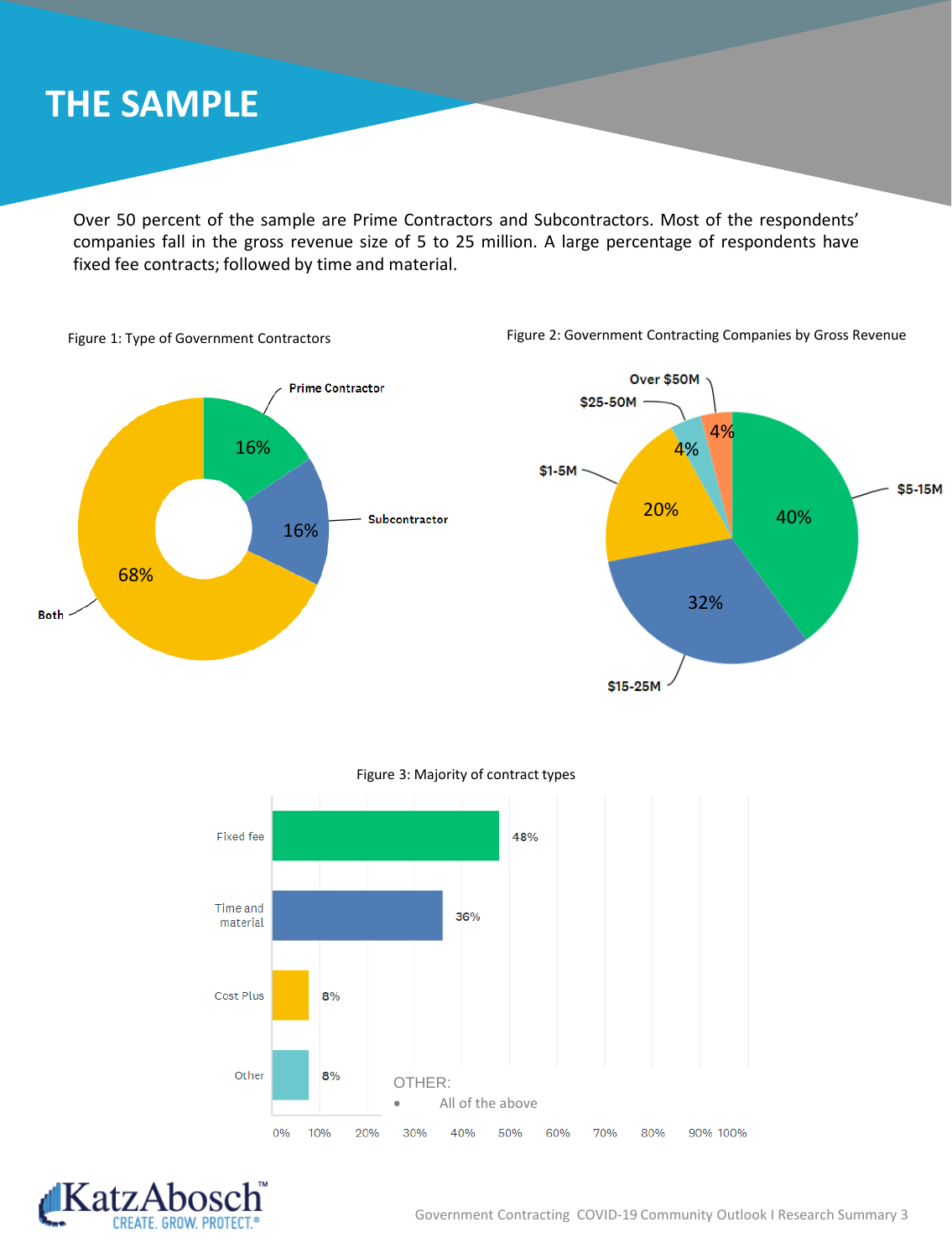# THE SAMPLE

Over 50 percent of the sample are Prime Contractors and Subcontractors. Most of the respondents' companies fall in the gross revenue size of 5 to 25 million. A large percentage of respondents have fixed fee contracts; followed by time and material.

Figure 1: Type of Government Contractors

Prime Contractor
16%
Subcontractor
16%
Both
68%

Figure 2: Government Contracting Companies by Gross Revenue

Over $50M
4%
$25-50M
4%
$1-5M
20%
$5-15M
40%
$15-25M
32%

Figure 3: Majority of contract types

Fixed fee
48%
Time and material
36%
Cost Plus
8%
Other
8%

OTHER:
- All of the above

0% 10% 20% 30% 40% 50% 60% 70% 80% 90% 100%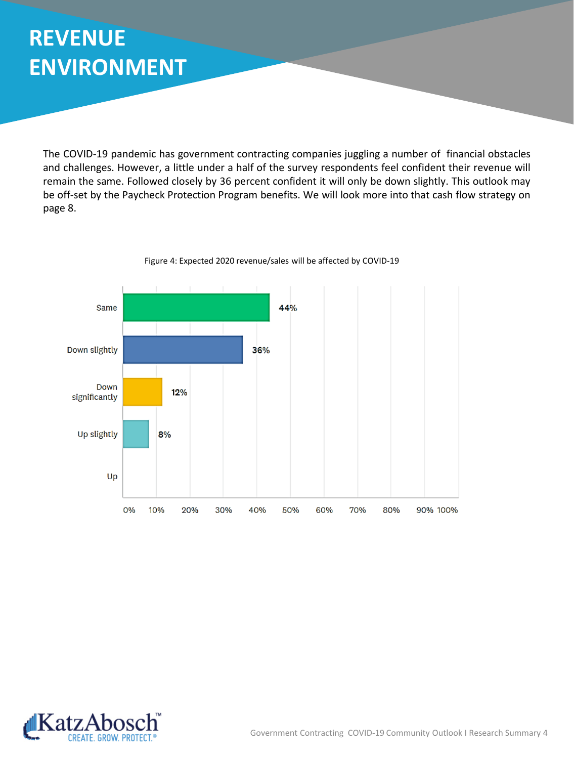# REVENUE ENVIRONMENT

The COVID-19 pandemic has government contracting companies juggling a number of financial obstacles and challenges. However, a little under a half of the survey respondents feel confident their revenue will remain the same. Followed closely by 36 percent confident it will only be down slightly. This outlook may be off-set by the Paycheck Protection Program benefits. We will look more into that cash flow strategy on page 8.

Figure 4: Expected 2020 revenue/sales will be affected by COVID-19

Same
44%
Down slightly
36%
Down significantly
12%
Up slightly
8%
Up

0% 10% 20% 30% 40% 50% 60% 70% 80% 90% 100%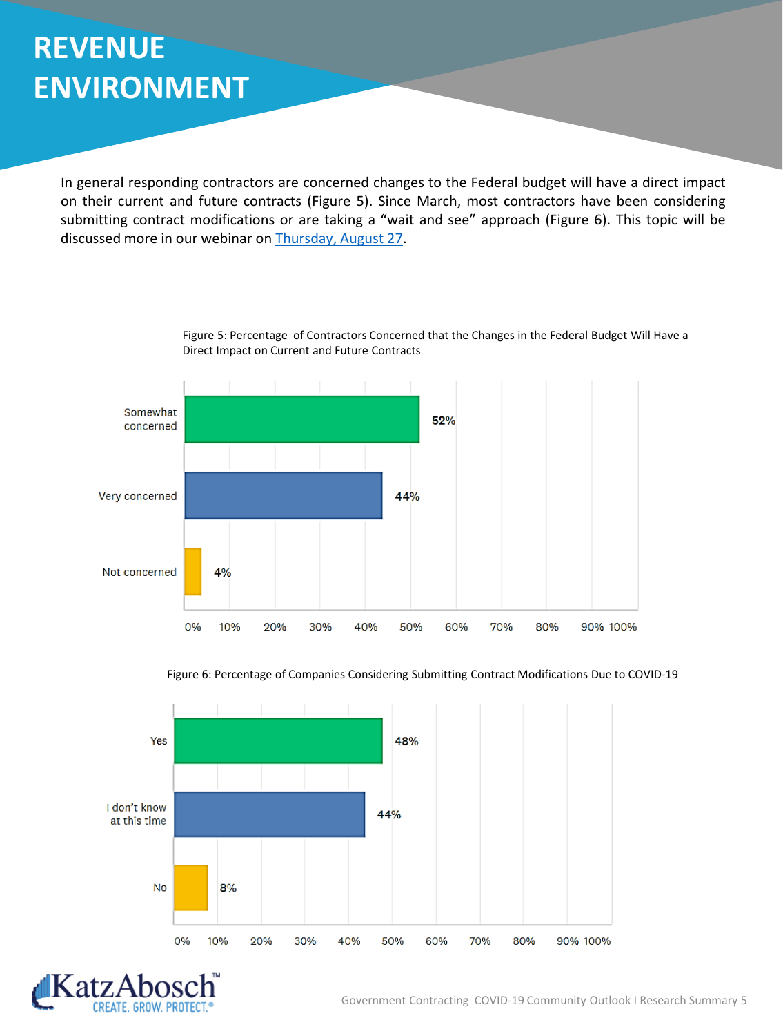# REVENUE ENVIRONMENT

In general responding contractors are concerned changes to the Federal budget will have a direct impact on their current and future contracts (Figure 5). Since March, most contractors have been considering submitting contract modifications or are taking a "wait and see" approach (Figure 6). This topic will be discussed more in our webinar on Thursday, August 27.

Figure 5: Percentage of Contractors Concerned that the Changes in the Federal Budget Will Have a Direct Impact on Current and Future Contracts

Somewhat concerned 52%
Very concerned 44%
Not concerned 4%

0% 10% 20% 30% 40% 50% 60% 70% 80% 90% 100%

Figure 6: Percentage of Companies Considering Submitting Contract Modifications Due to COVID-19

Yes 48%
I don't know at this time 44%
No 8%

0% 10% 20% 30% 40% 50% 60% 70% 80% 90% 100%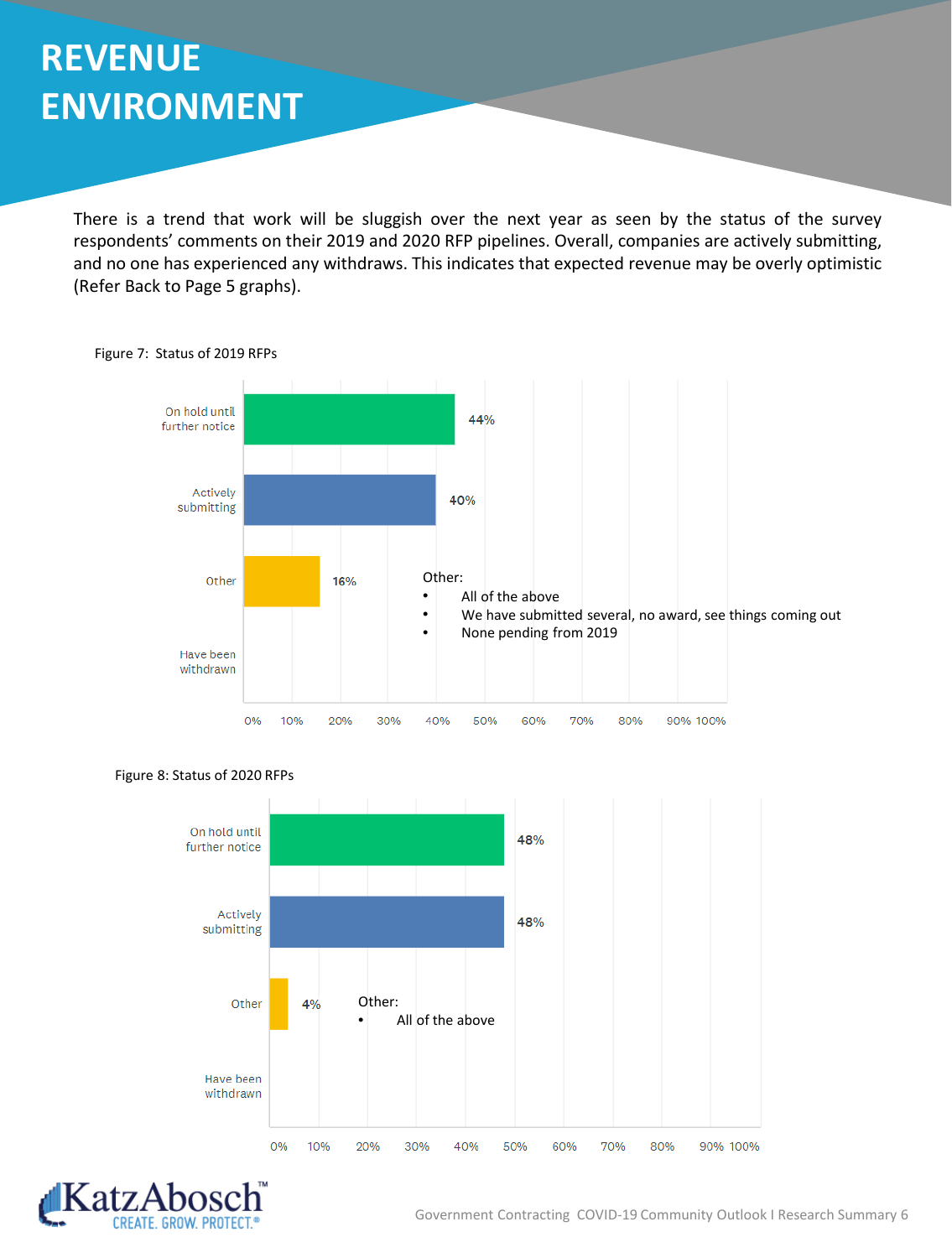# REVENUE ENVIRONMENT

There is a trend that work will be sluggish over the next year as seen by the status of the survey respondents' comments on their 2019 and 2020 RFP pipelines. Overall, companies are actively submitting, and no one has experienced any withdraws. This indicates that expected revenue may be overly optimistic (Refer Back to Page 5 graphs).

Figure 7: Status of 2019 RFPs

On hold until further notice
44%

Actively submitting
40%

Other
16%

Have been withdrawn

0% 10% 20% 30% 40% 50% 60% 70% 80% 90% 100%

Other:
- All of the above
- We have submitted several, no award, see things coming out
- None pending from 2019

Figure 8: Status of 2020 RFPs

On hold until further notice
48%

Actively submitting
48%

Other
4%

Have been withdrawn

0% 10% 20% 30% 40% 50% 60% 70% 80% 90% 100%

Other:
- All of the above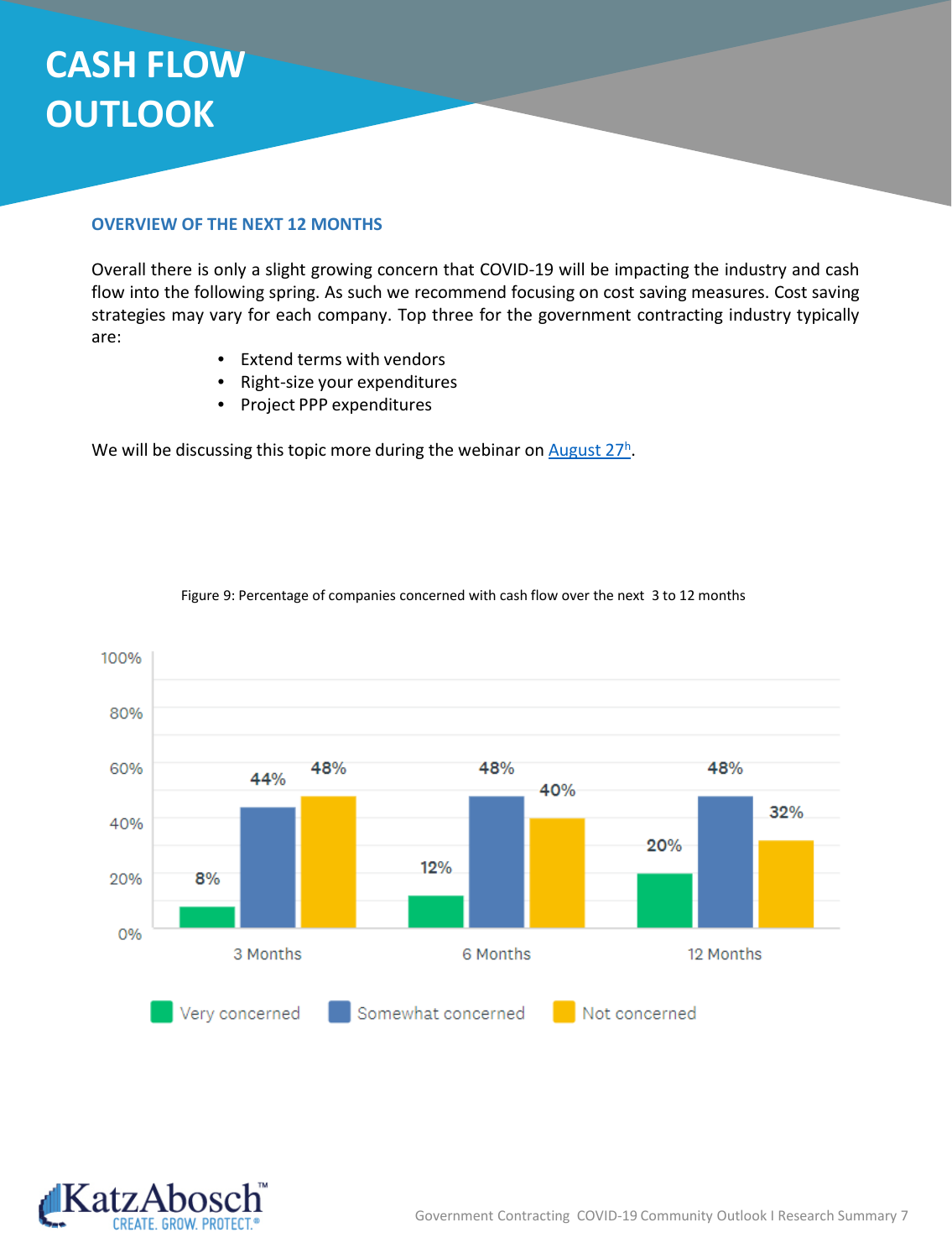# CASH FLOW OUTLOOK

### OVERVIEW OF THE NEXT 12 MONTHS

Overall there is only a slight growing concern that COVID-19 will be impacting the industry and cash flow into the following spring. As such we recommend focusing on cost saving measures. Cost saving strategies may vary for each company. Top three for the government contracting industry typically are:

- Extend terms with vendors
- Right-size your expenditures
- Project PPP expenditures

We will be discussing this topic more during the webinar on [August 27h](#).

Figure 9: Percentage of companies concerned with cash flow over the next 3 to 12 months

100%
80%
60%
40%
20%
0%

3 Months: 8%, 44%, 48%
6 Months: 12%, 48%, 40%
12 Months: 20%, 48%, 32%

Very concerned
Somewhat concerned
Not concerned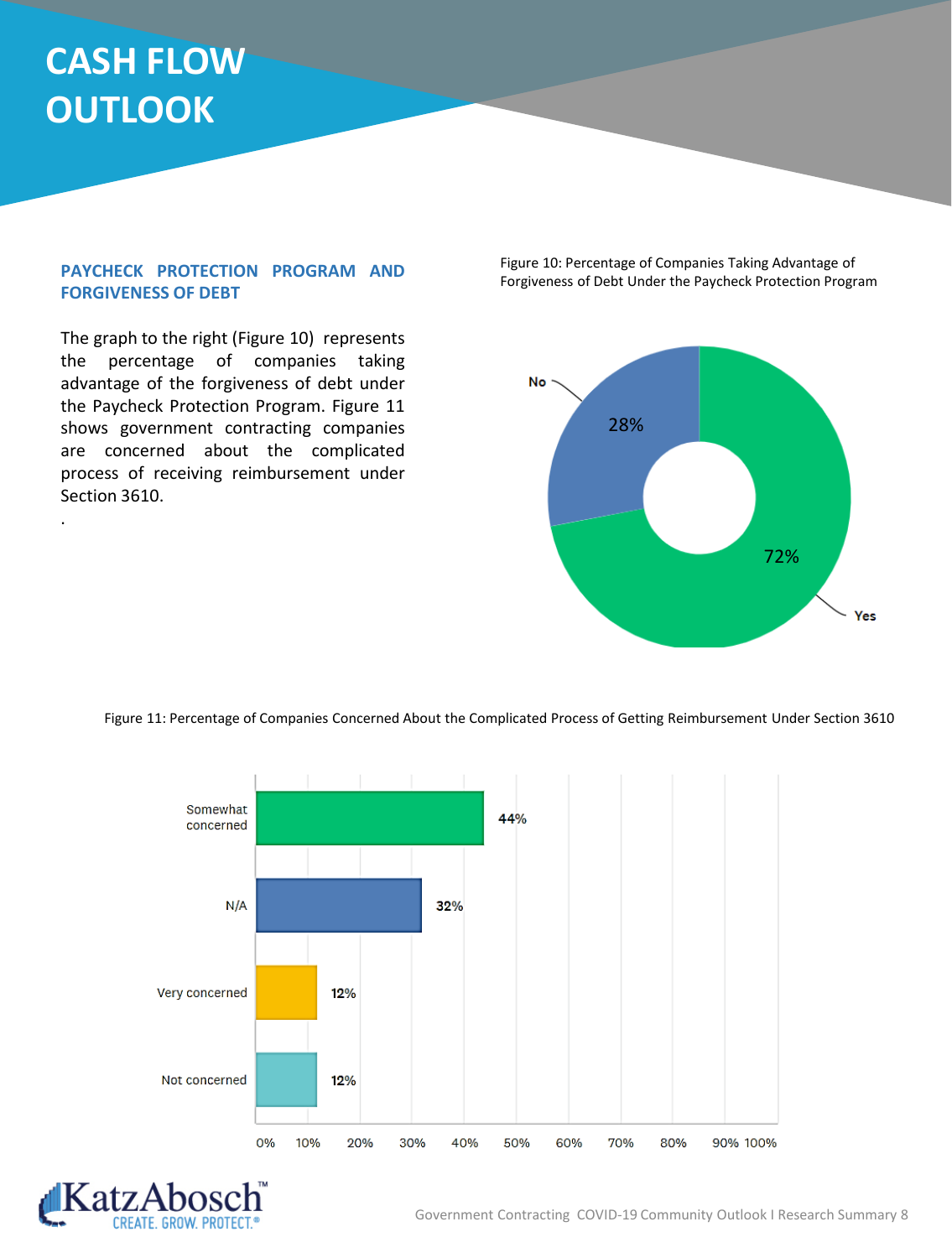# CASH FLOW OUTLOOK

## PAYCHECK PROTECTION PROGRAM AND FORGIVENESS OF DEBT

The graph to the right (Figure 10) represents the percentage of companies taking advantage of the forgiveness of debt under the Paycheck Protection Program. Figure 11 shows government contracting companies are concerned about the complicated process of receiving reimbursement under Section 3610.

Figure 10: Percentage of Companies Taking Advantage of Forgiveness of Debt Under the Paycheck Protection Program

No
28%
72%
Yes

Figure 11: Percentage of Companies Concerned About the Complicated Process of Getting Reimbursement Under Section 3610

Somewhat concerned
44%
N/A
32%
Very concerned
12%
Not concerned
12%

0% 10% 20% 30% 40% 50% 60% 70% 80% 90% 100%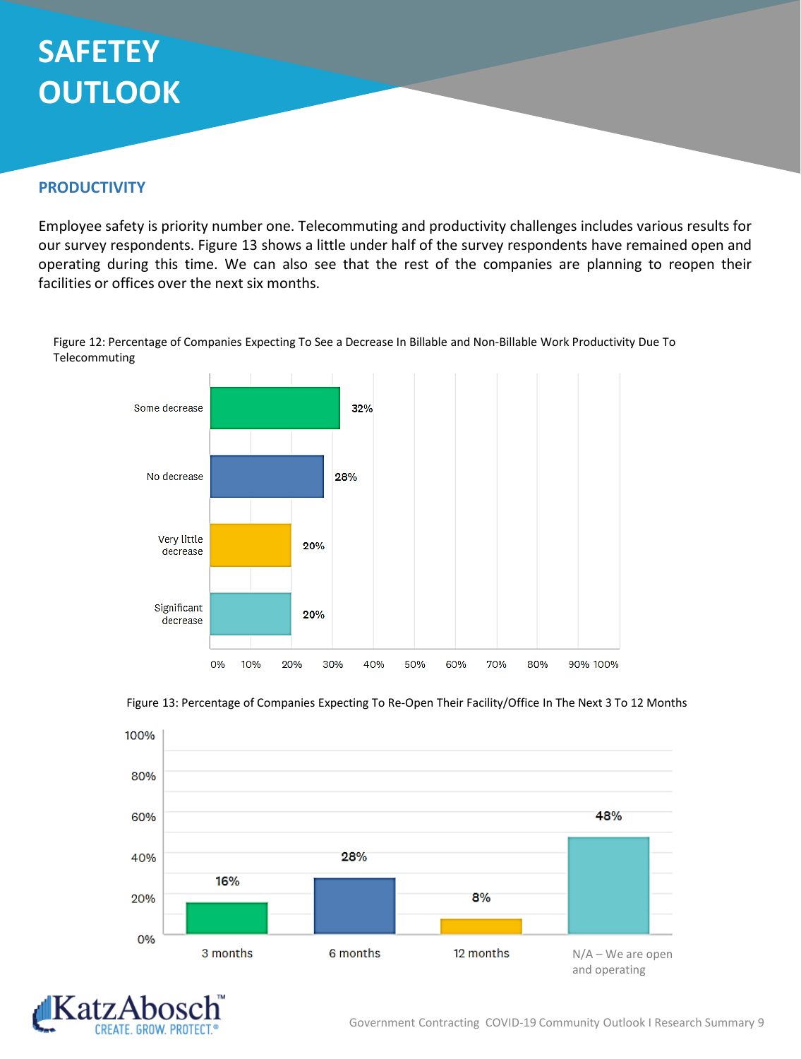# SAFETEY OUTLOOK

## PRODUCTIVITY

Employee safety is priority number one. Telecommuting and productivity challenges includes various results for our survey respondents. Figure 13 shows a little under half of the survey respondents have remained open and operating during this time. We can also see that the rest of the companies are planning to reopen their facilities or offices over the next six months.

Figure 12: Percentage of Companies Expecting To See a Decrease In Billable and Non-Billable Work Productivity Due To Telecommuting

Some decrease 32%
No decrease 28%
Very little decrease 20%
Significant decrease 20%

0% 10% 20% 30% 40% 50% 60% 70% 80% 90% 100%

Figure 13: Percentage of Companies Expecting To Re-Open Their Facility/Office In The Next 3 To 12 Months

100%
80%
60%
40%
20%
0%

3 months 16%
6 months 28%
12 months 8%
N/A – We are open and operating 48%

KatzAbosch™
CREATE. GROW. PROTECT.®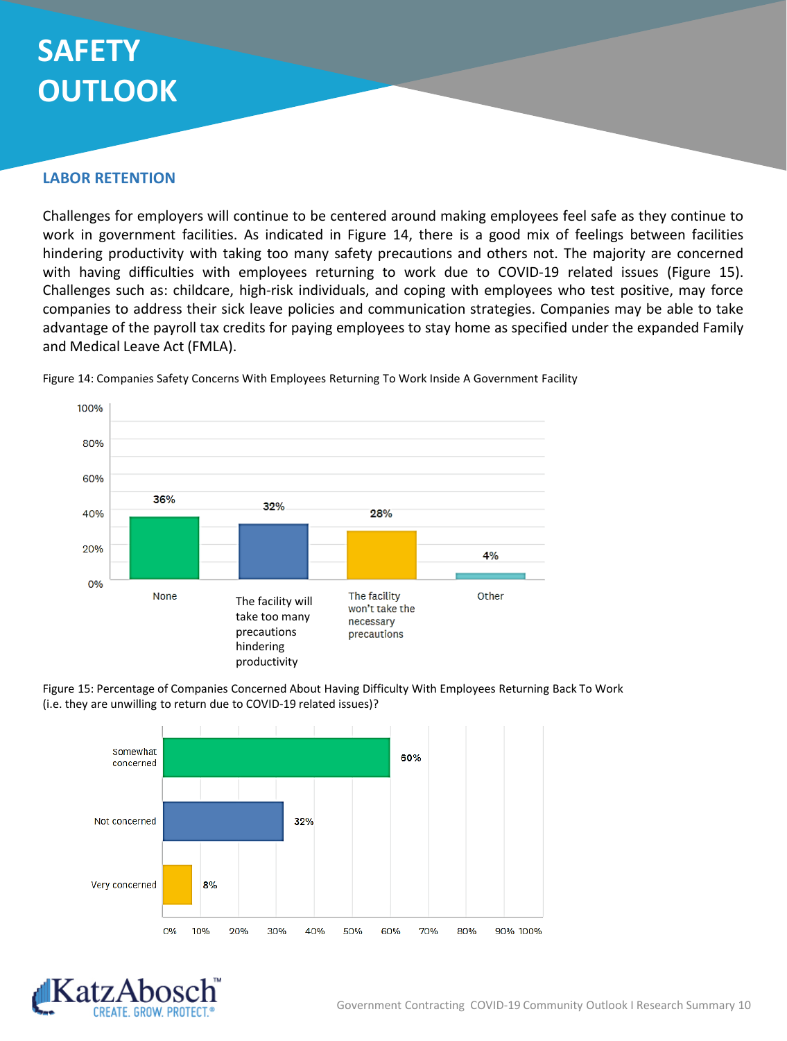# SAFETY OUTLOOK

## LABOR RETENTION

Challenges for employers will continue to be centered around making employees feel safe as they continue to work in government facilities. As indicated in Figure 14, there is a good mix of feelings between facilities hindering productivity with taking too many safety precautions and others not. The majority are concerned with having difficulties with employees returning to work due to COVID-19 related issues (Figure 15). Challenges such as: childcare, high-risk individuals, and coping with employees who test positive, may force companies to address their sick leave policies and communication strategies. Companies may be able to take advantage of the payroll tax credits for paying employees to stay home as specified under the expanded Family and Medical Leave Act (FMLA).

Figure 14: Companies Safety Concerns With Employees Returning To Work Inside A Government Facility

100%
80%
60%
40%
20%
0%

36%
None

32%
The facility will take too many precautions hindering productivity

28%
The facility won't take the necessary precautions

4%
Other

Figure 15: Percentage of Companies Concerned About Having Difficulty With Employees Returning Back To Work (i.e. they are unwilling to return due to COVID-19 related issues)?

Somewhat concerned
60%

Not concerned
32%

Very concerned
8%

0% 10% 20% 30% 40% 50% 60% 70% 80% 90% 100%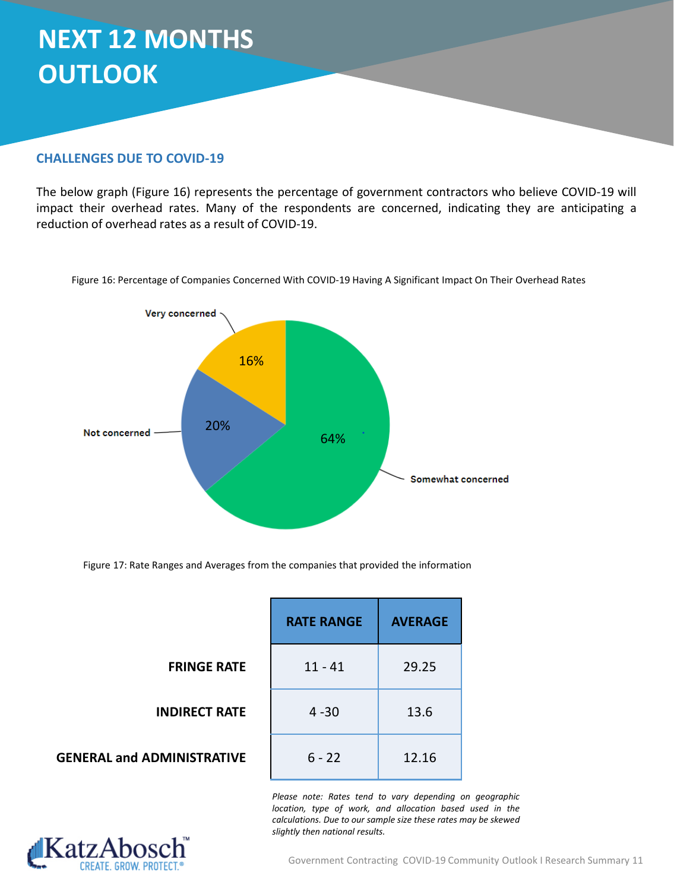# NEXT 12 MONTHS OUTLOOK

## CHALLENGES DUE TO COVID-19

The below graph (Figure 16) represents the percentage of government contractors who believe COVID-19 will impact their overhead rates. Many of the respondents are concerned, indicating they are anticipating a reduction of overhead rates as a result of COVID-19.

Figure 16: Percentage of Companies Concerned With COVID-19 Having A Significant Impact On Their Overhead Rates

Very concerned
16%
Not concerned
20%
64%
Somewhat concerned

Figure 17: Rate Ranges and Averages from the companies that provided the information

| | RATE RANGE | AVERAGE |
|---|---|---|
| **FRINGE RATE** | 11 - 41 | 29.25 |
| **INDIRECT RATE** | 4 -30 | 13.6 |
| **GENERAL and ADMINISTRATIVE** | 6 - 22 | 12.16 |

*Please note: Rates tend to vary depending on geographic location, type of work, and allocation based used in the calculations. Due to our sample size these rates may be skewed slightly then national results.*

KatzAbosch
CREATE. GROW. PROTECT.®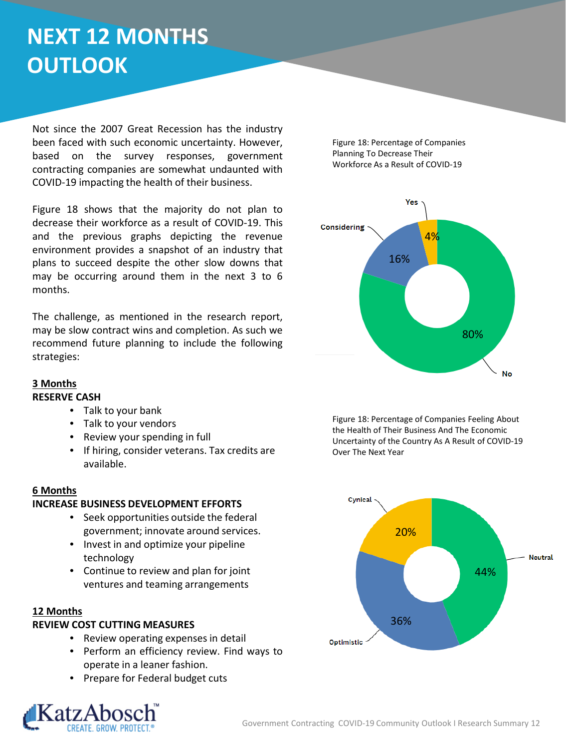# NEXT 12 MONTHS OUTLOOK

Not since the 2007 Great Recession has the industry been faced with such economic uncertainty. However, based on the survey responses, government contracting companies are somewhat undaunted with COVID-19 impacting the health of their business.

Figure 18 shows that the majority do not plan to decrease their workforce as a result of COVID-19. This and the previous graphs depicting the revenue environment provides a snapshot of an industry that plans to succeed despite the other slow downs that may be occurring around them in the next 3 to 6 months.

The challenge, as mentioned in the research report, may be slow contract wins and completion. As such we recommend future planning to include the following strategies:

**3 Months**

**RESERVE CASH**

- Talk to your bank
- Talk to your vendors
- Review your spending in full
- If hiring, consider veterans. Tax credits are available.

**6 Months**

**INCREASE BUSINESS DEVELOPMENT EFFORTS**

- Seek opportunities outside the federal government; innovate around services.
- Invest in and optimize your pipeline technology
- Continue to review and plan for joint ventures and teaming arrangements

**12 Months**

**REVIEW COST CUTTING MEASURES**

- Review operating expenses in detail
- Perform an efficiency review. Find ways to operate in a leaner fashion.
- Prepare for Federal budget cuts

Figure 18: Percentage of Companies Planning To Decrease Their Workforce As a Result of COVID-19

Yes 4%
Considering 16%
No 80%

Figure 18: Percentage of Companies Feeling About the Health of Their Business And The Economic Uncertainty of the Country As A Result of COVID-19 Over The Next Year

Cynical 20%
Neutral 44%
Optimistic 36%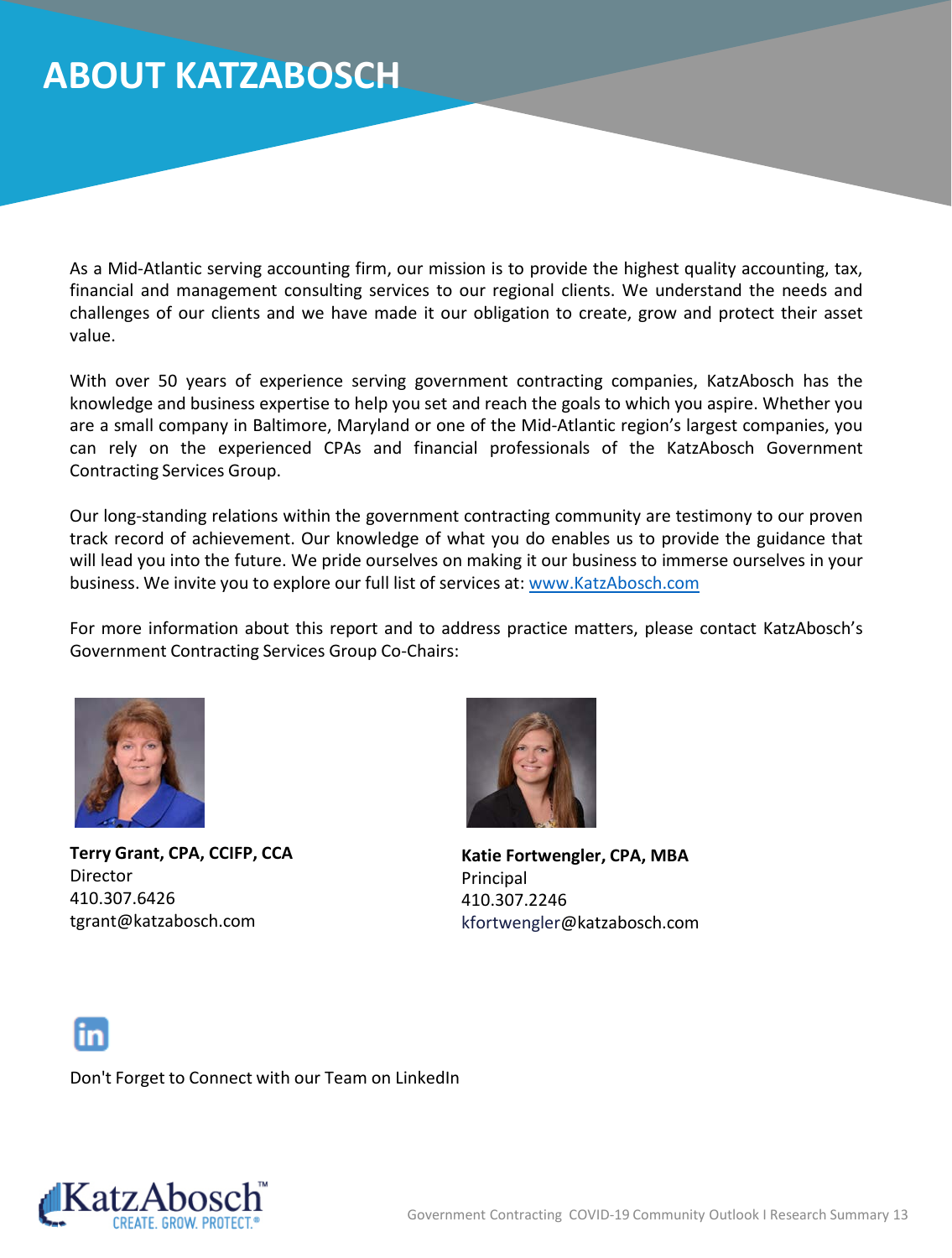# ABOUT KATZABOSCH

As a Mid-Atlantic serving accounting firm, our mission is to provide the highest quality accounting, tax, financial and management consulting services to our regional clients. We understand the needs and challenges of our clients and we have made it our obligation to create, grow and protect their asset value.

With over 50 years of experience serving government contracting companies, KatzAbosch has the knowledge and business expertise to help you set and reach the goals to which you aspire. Whether you are a small company in Baltimore, Maryland or one of the Mid-Atlantic region's largest companies, you can rely on the experienced CPAs and financial professionals of the KatzAbosch Government Contracting Services Group.

Our long-standing relations within the government contracting community are testimony to our proven track record of achievement. Our knowledge of what you do enables us to provide the guidance that will lead you into the future. We pride ourselves on making it our business to immerse ourselves in your business. We invite you to explore our full list of services at: [www.KatzAbosch.com](http://www.KatzAbosch.com)

For more information about this report and to address practice matters, please contact KatzAbosch's Government Contracting Services Group Co-Chairs:

**Terry Grant, CPA, CCIFP, CCA**
Director
410.307.6426
tgrant@katzabosch.com

**Katie Fortwengler, CPA, MBA**
Principal
410.307.2246
kfortwengler@katzabosch.com

Don't Forget to Connect with our Team on LinkedIn

KatzAbosch™
CREATE. GROW. PROTECT.®